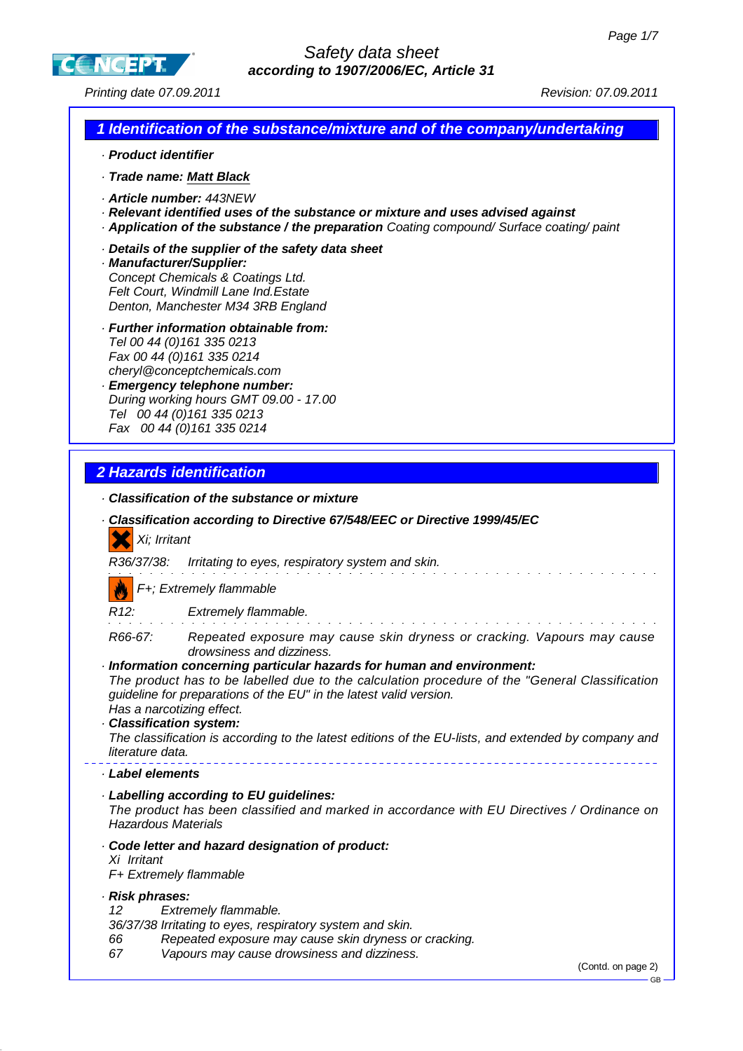# Safety data sheet

**according to 1907/2006/EC, Article 31**

Printing date 07.09.2011 Revision: 07.09.2011

## 1 Identification of the substance/mixture and of the company/undertaking

· **Product identifier**

· **Trade name: Matt Black**

· **Article number:** 443NEW
· **Relevant identified uses of the substance or mixture and uses advised against**
· **Application of the substance / the preparation** Coating compound/ Surface coating/ paint

· **Details of the supplier of the safety data sheet**
· **Manufacturer/Supplier:**
Concept Chemicals & Coatings Ltd.
Felt Court, Windmill Lane Ind.Estate
Denton, Manchester M34 3RB England

· **Further information obtainable from:**
Tel 00 44 (0)161 335 0213
Fax 00 44 (0)161 335 0214
cheryl@conceptchemicals.com
· **Emergency telephone number:**
During working hours GMT 09.00 - 17.00
Tel 00 44 (0)161 335 0213
Fax 00 44 (0)161 335 0214

## 2 Hazards identification

· **Classification of the substance or mixture**

· **Classification according to Directive 67/548/EEC or Directive 1999/45/EC**

Xi; Irritant

R36/37/38: Irritating to eyes, respiratory system and skin.

F+; Extremely flammable

R12: Extremely flammable.

R66-67: Repeated exposure may cause skin dryness or cracking. Vapours may cause drowsiness and dizziness.

· **Information concerning particular hazards for human and environment:**
The product has to be labelled due to the calculation procedure of the "General Classification guideline for preparations of the EU" in the latest valid version.
Has a narcotizing effect.
· **Classification system:**
The classification is according to the latest editions of the EU-lists, and extended by company and literature data.

· **Label elements**

· **Labelling according to EU guidelines:**
The product has been classified and marked in accordance with EU Directives / Ordinance on Hazardous Materials

· **Code letter and hazard designation of product:**
Xi Irritant
F+ Extremely flammable

· **Risk phrases:**
12 Extremely flammable.
36/37/38 Irritating to eyes, respiratory system and skin.
66 Repeated exposure may cause skin dryness or cracking.
67 Vapours may cause drowsiness and dizziness.

(Contd. on page 2)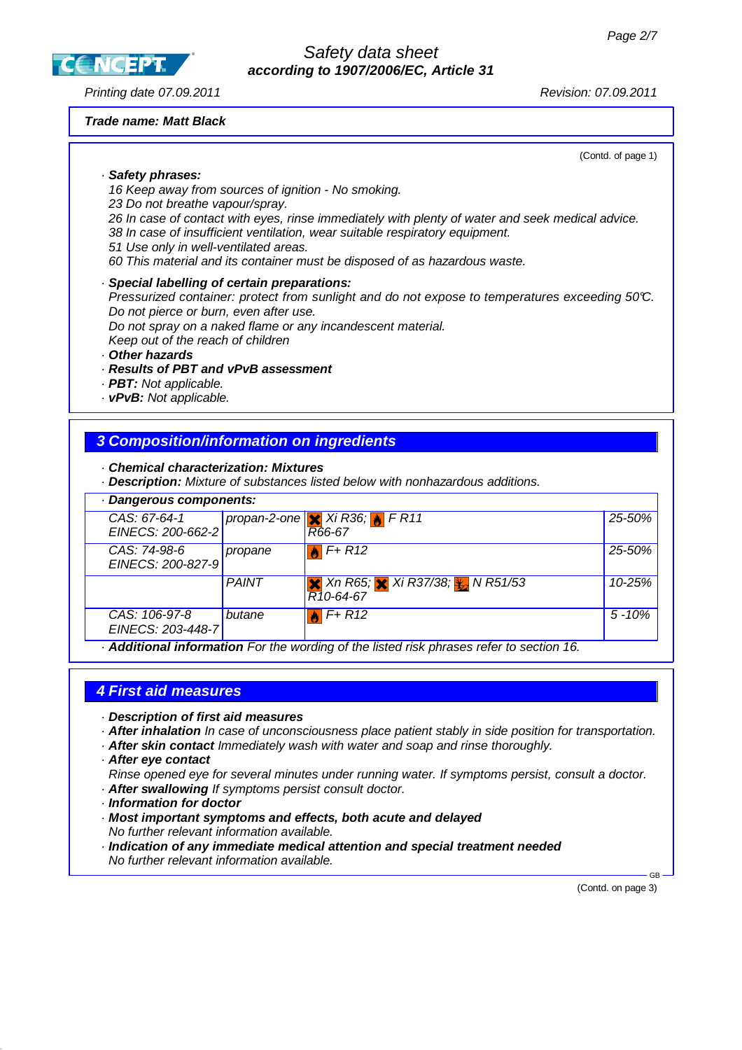**Trade name: Matt Black**

(Contd. of page 1)

· **Safety phrases:**
16 Keep away from sources of ignition - No smoking.
23 Do not breathe vapour/spray.
26 In case of contact with eyes, rinse immediately with plenty of water and seek medical advice.
38 In case of insufficient ventilation, wear suitable respiratory equipment.
51 Use only in well-ventilated areas.
60 This material and its container must be disposed of as hazardous waste.

· **Special labelling of certain preparations:**
Pressurized container: protect from sunlight and do not expose to temperatures exceeding 50°C.
Do not pierce or burn, even after use.
Do not spray on a naked flame or any incandescent material.
Keep out of the reach of children

· **Other hazards**
· **Results of PBT and vPvB assessment**
· **PBT:** Not applicable.
· **vPvB:** Not applicable.

## 3 Composition/information on ingredients

· **Chemical characterization: Mixtures**
· **Description:** Mixture of substances listed below with nonhazardous additions.

· **Dangerous components:**

| | | | |
|---|---|---|---|
| CAS: 67-64-1<br>EINECS: 200-662-2 | propan-2-one | Xi R36; F R11<br>R66-67 | 25-50% |
| CAS: 74-98-6<br>EINECS: 200-827-9 | propane | F+ R12 | 25-50% |
| | PAINT | Xn R65; Xi R37/38; N R51/53<br>R10-64-67 | 10-25% |
| CAS: 106-97-8<br>EINECS: 203-448-7 | butane | F+ R12 | 5 -10% |

· **Additional information** For the wording of the listed risk phrases refer to section 16.

## 4 First aid measures

· **Description of first aid measures**
· **After inhalation** In case of unconsciousness place patient stably in side position for transportation.
· **After skin contact** Immediately wash with water and soap and rinse thoroughly.
· **After eye contact**
Rinse opened eye for several minutes under running water. If symptoms persist, consult a doctor.
· **After swallowing** If symptoms persist consult doctor.
· **Information for doctor**
· **Most important symptoms and effects, both acute and delayed**
No further relevant information available.
· **Indication of any immediate medical attention and special treatment needed**
No further relevant information available.

(Contd. on page 3)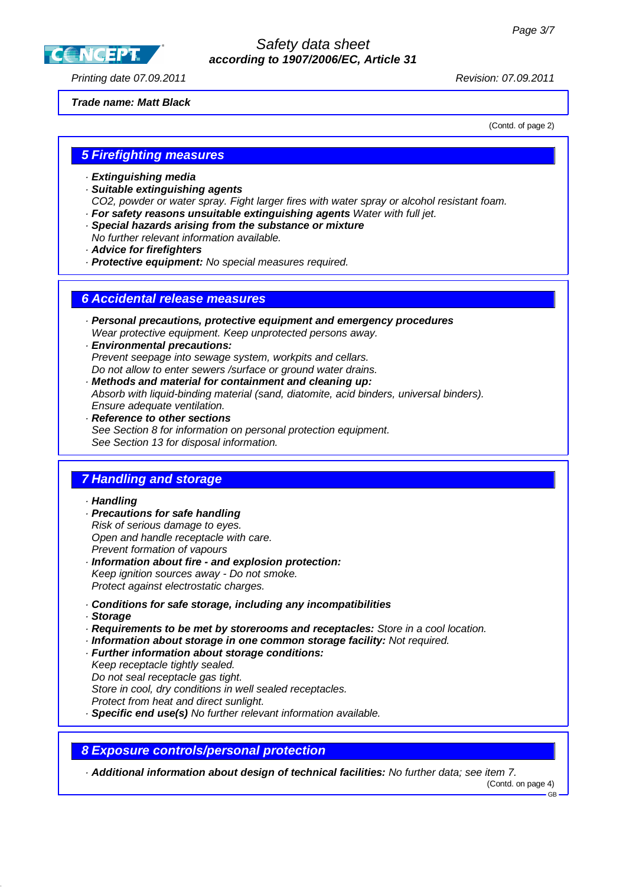Trade name: Matt Black

(Contd. of page 2)

## 5 Firefighting measures

· **Extinguishing media**
· **Suitable extinguishing agents**
*CO2, powder or water spray. Fight larger fires with water spray or alcohol resistant foam.*
· **For safety reasons unsuitable extinguishing agents** *Water with full jet.*
· **Special hazards arising from the substance or mixture**
*No further relevant information available.*
· **Advice for firefighters**
· **Protective equipment:** *No special measures required.*

## 6 Accidental release measures

· **Personal precautions, protective equipment and emergency procedures**
*Wear protective equipment. Keep unprotected persons away.*
· **Environmental precautions:**
*Prevent seepage into sewage system, workpits and cellars.*
*Do not allow to enter sewers /surface or ground water drains.*
· **Methods and material for containment and cleaning up:**
*Absorb with liquid-binding material (sand, diatomite, acid binders, universal binders).*
*Ensure adequate ventilation.*
· **Reference to other sections**
*See Section 8 for information on personal protection equipment.*
*See Section 13 for disposal information.*

## 7 Handling and storage

· **Handling**
· **Precautions for safe handling**
*Risk of serious damage to eyes.*
*Open and handle receptacle with care.*
*Prevent formation of vapours*
· **Information about fire - and explosion protection:**
*Keep ignition sources away - Do not smoke.*
*Protect against electrostatic charges.*

· **Conditions for safe storage, including any incompatibilities**
· **Storage**
· **Requirements to be met by storerooms and receptacles:** *Store in a cool location.*
· **Information about storage in one common storage facility:** *Not required.*
· **Further information about storage conditions:**
*Keep receptacle tightly sealed.*
*Do not seal receptacle gas tight.*
*Store in cool, dry conditions in well sealed receptacles.*
*Protect from heat and direct sunlight.*
· **Specific end use(s)** *No further relevant information available.*

## 8 Exposure controls/personal protection

· **Additional information about design of technical facilities:** *No further data; see item 7.*

(Contd. on page 4)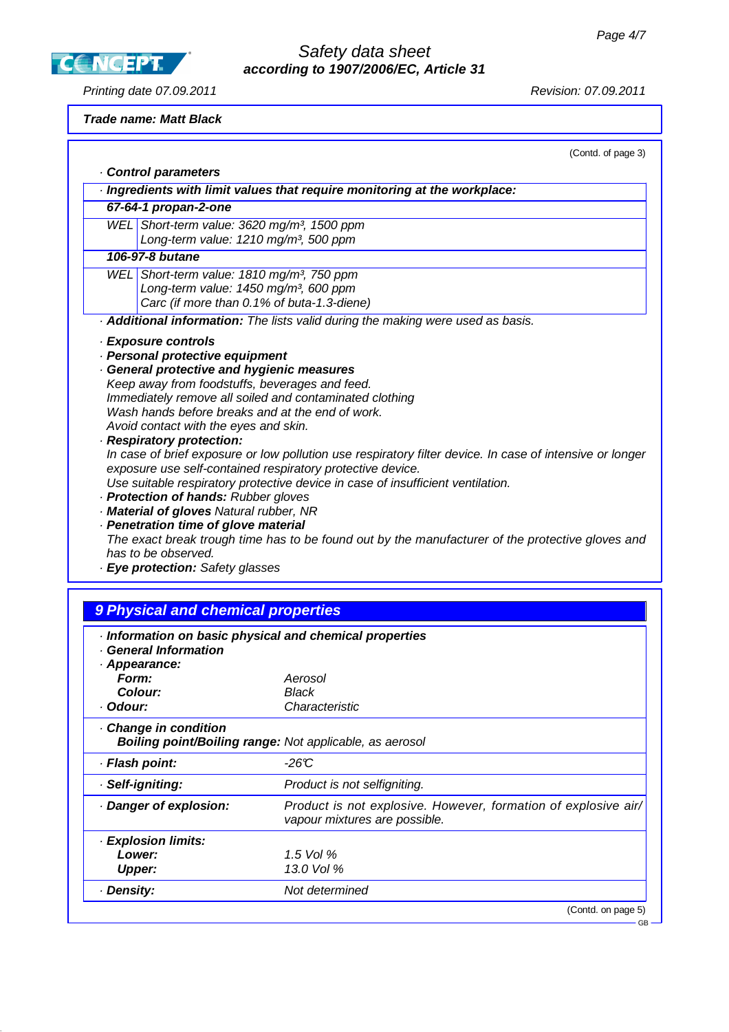**Trade name: Matt Black**

(Contd. of page 3)

· **Control parameters**

| · **Ingredients with limit values that require monitoring at the workplace:** | |
|---|---|
| **67-64-1 propan-2-one** | |
| WEL | Short-term value: 3620 mg/m³, 1500 ppm<br>Long-term value: 1210 mg/m³, 500 ppm |
| **106-97-8 butane** | |
| WEL | Short-term value: 1810 mg/m³, 750 ppm<br>Long-term value: 1450 mg/m³, 600 ppm<br>Carc (if more than 0.1% of buta-1.3-diene) |

· **Additional information:** The lists valid during the making were used as basis.

· **Exposure controls**
· **Personal protective equipment**
· **General protective and hygienic measures**
Keep away from foodstuffs, beverages and feed.
Immediately remove all soiled and contaminated clothing
Wash hands before breaks and at the end of work.
Avoid contact with the eyes and skin.
· **Respiratory protection:**
In case of brief exposure or low pollution use respiratory filter device. In case of intensive or longer exposure use self-contained respiratory protective device.
Use suitable respiratory protective device in case of insufficient ventilation.
· **Protection of hands:** Rubber gloves
· **Material of gloves** Natural rubber, NR
· **Penetration time of glove material**
The exact break trough time has to be found out by the manufacturer of the protective gloves and has to be observed.
· **Eye protection:** Safety glasses

## 9 Physical and chemical properties

| · **Information on basic physical and chemical properties** | |
|---|---|
| · **General Information** | |
| · **Appearance:** | |
| **Form:** | Aerosol |
| **Colour:** | Black |
| · **Odour:** | Characteristic |
| · **Change in condition** | |
| **Boiling point/Boiling range:** | Not applicable, as aerosol |
| · **Flash point:** | -26°C |
| · **Self-igniting:** | Product is not selfigniting. |
| · **Danger of explosion:** | Product is not explosive. However, formation of explosive air/ vapour mixtures are possible. |
| · **Explosion limits:** | |
| **Lower:** | 1.5 Vol % |
| **Upper:** | 13.0 Vol % |
| · **Density:** | Not determined |

(Contd. on page 5)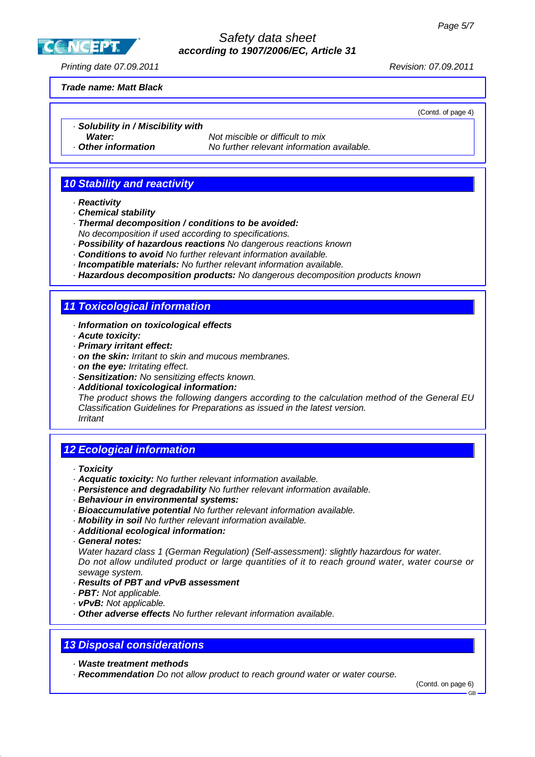**Trade name: Matt Black**

(Contd. of page 4)

· **Solubility in / Miscibility with**
**Water:** Not miscible or difficult to mix
· **Other information** No further relevant information available.

## 10 Stability and reactivity

· **Reactivity**
· **Chemical stability**
· **Thermal decomposition / conditions to be avoided:**
No decomposition if used according to specifications.
· **Possibility of hazardous reactions** No dangerous reactions known
· **Conditions to avoid** No further relevant information available.
· **Incompatible materials:** No further relevant information available.
· **Hazardous decomposition products:** No dangerous decomposition products known

## 11 Toxicological information

· **Information on toxicological effects**
· **Acute toxicity:**
· **Primary irritant effect:**
· **on the skin:** Irritant to skin and mucous membranes.
· **on the eye:** Irritating effect.
· **Sensitization:** No sensitizing effects known.
· **Additional toxicological information:**
The product shows the following dangers according to the calculation method of the General EU Classification Guidelines for Preparations as issued in the latest version.
Irritant

## 12 Ecological information

· **Toxicity**
· **Acquatic toxicity:** No further relevant information available.
· **Persistence and degradability** No further relevant information available.
· **Behaviour in environmental systems:**
· **Bioaccumulative potential** No further relevant information available.
· **Mobility in soil** No further relevant information available.
· **Additional ecological information:**
· **General notes:**
Water hazard class 1 (German Regulation) (Self-assessment): slightly hazardous for water.
Do not allow undiluted product or large quantities of it to reach ground water, water course or sewage system.
· **Results of PBT and vPvB assessment**
· **PBT:** Not applicable.
· **vPvB:** Not applicable.
· **Other adverse effects** No further relevant information available.

## 13 Disposal considerations

· **Waste treatment methods**
· **Recommendation** Do not allow product to reach ground water or water course.

(Contd. on page 6)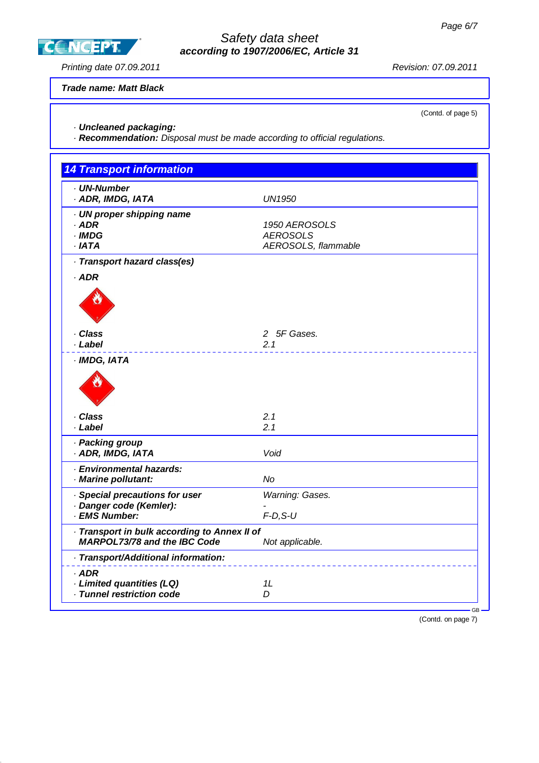Trade name: Matt Black

(Contd. of page 5)

· **Uncleaned packaging:**
· **Recommendation:** Disposal must be made according to official regulations.

## 14 Transport information

| | |
|---|---|
| · **UN-Number** | |
| · **ADR, IMDG, IATA** | UN1950 |
| · **UN proper shipping name** | |
| · **ADR** | 1950 AEROSOLS |
| · **IMDG** | AEROSOLS |
| · **IATA** | AEROSOLS, flammable |
| · **Transport hazard class(es)** | |
| · **ADR** | |
| · **Class** | 2 5F Gases. |
| · **Label** | 2.1 |
| · **IMDG, IATA** | |
| · **Class** | 2.1 |
| · **Label** | 2.1 |
| · **Packing group** | |
| · **ADR, IMDG, IATA** | Void |
| · **Environmental hazards:** | |
| · **Marine pollutant:** | No |
| · **Special precautions for user** | Warning: Gases. |
| · **Danger code (Kemler):** | - |
| · **EMS Number:** | F-D,S-U |
| · **Transport in bulk according to Annex II of MARPOL73/78 and the IBC Code** | Not applicable. |
| · **Transport/Additional information:** | |
| · **ADR** | |
| · **Limited quantities (LQ)** | 1L |
| · **Tunnel restriction code** | D |

GB

(Contd. on page 7)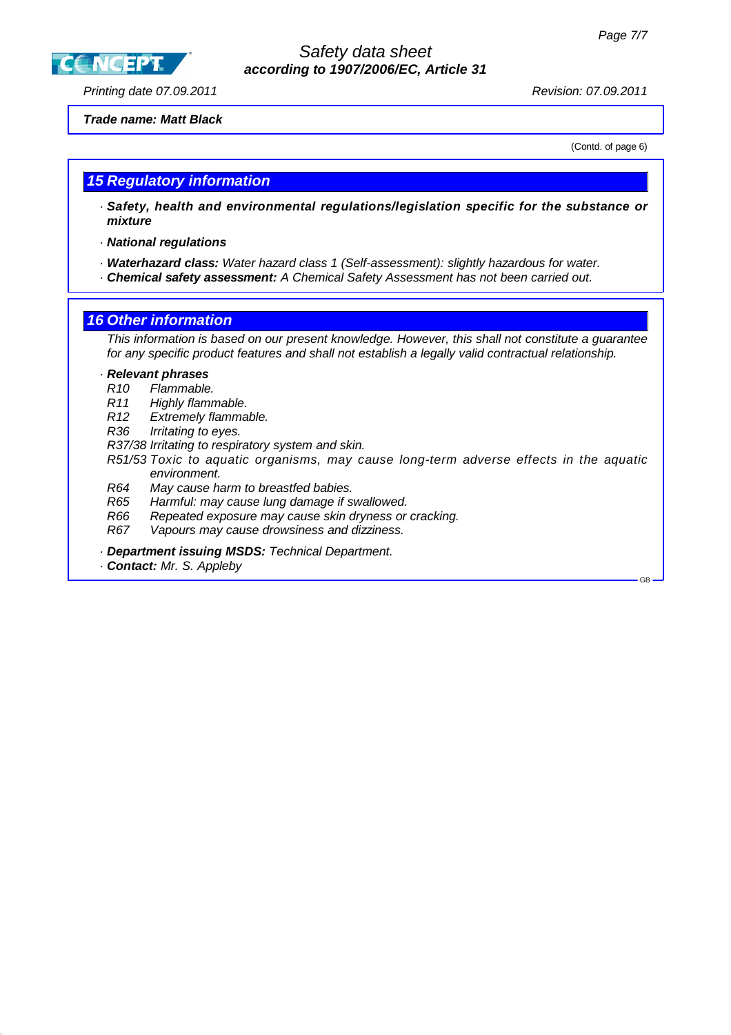**Trade name: Matt Black**

(Contd. of page 6)

## 15 Regulatory information

· **Safety, health and environmental regulations/legislation specific for the substance or mixture**

· **National regulations**

· **Waterhazard class:** Water hazard class 1 (Self-assessment): slightly hazardous for water.
· **Chemical safety assessment:** A Chemical Safety Assessment has not been carried out.

## 16 Other information

This information is based on our present knowledge. However, this shall not constitute a guarantee for any specific product features and shall not establish a legally valid contractual relationship.

· **Relevant phrases**

R10 Flammable.
R11 Highly flammable.
R12 Extremely flammable.
R36 Irritating to eyes.
R37/38 Irritating to respiratory system and skin.
R51/53 Toxic to aquatic organisms, may cause long-term adverse effects in the aquatic environment.
R64 May cause harm to breastfed babies.
R65 Harmful: may cause lung damage if swallowed.
R66 Repeated exposure may cause skin dryness or cracking.
R67 Vapours may cause drowsiness and dizziness.

· **Department issuing MSDS:** Technical Department.
· **Contact:** Mr. S. Appleby